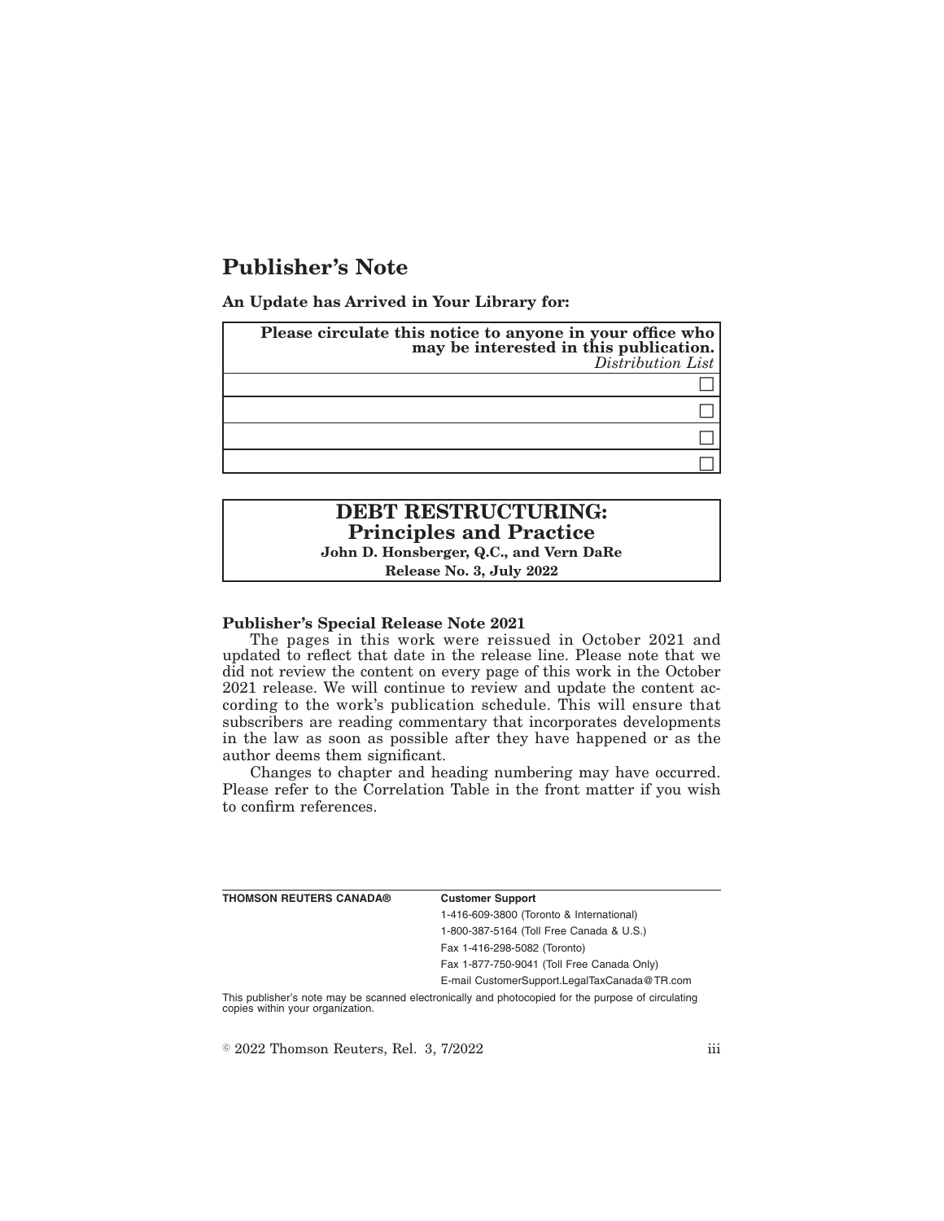# Publisher's Note

**An Update has Arrived in Your Library for:**

| **Please circulate this notice to anyone in your office who may be interested in this publication.** *Distribution List* |
|---|
| ☐ |
| ☐ |
| ☐ |
| ☐ |

**DEBT RESTRUCTURING: Principles and Practice**
**John D. Honsberger, Q.C., and Vern DaRe**
**Release No. 3, July 2022**

**Publisher's Special Release Note 2021**

The pages in this work were reissued in October 2021 and updated to reflect that date in the release line. Please note that we did not review the content on every page of this work in the October 2021 release. We will continue to review and update the content according to the work's publication schedule. This will ensure that subscribers are reading commentary that incorporates developments in the law as soon as possible after they have happened or as the author deems them significant.

Changes to chapter and heading numbering may have occurred. Please refer to the Correlation Table in the front matter if you wish to confirm references.

**THOMSON REUTERS CANADA®**

**Customer Support**
1-416-609-3800 (Toronto & International)
1-800-387-5164 (Toll Free Canada & U.S.)
Fax 1-416-298-5082 (Toronto)
Fax 1-877-750-9041 (Toll Free Canada Only)
E-mail CustomerSupport.LegalTaxCanada@TR.com

This publisher's note may be scanned electronically and photocopied for the purpose of circulating copies within your organization.

© 2022 Thomson Reuters, Rel. 3, 7/2022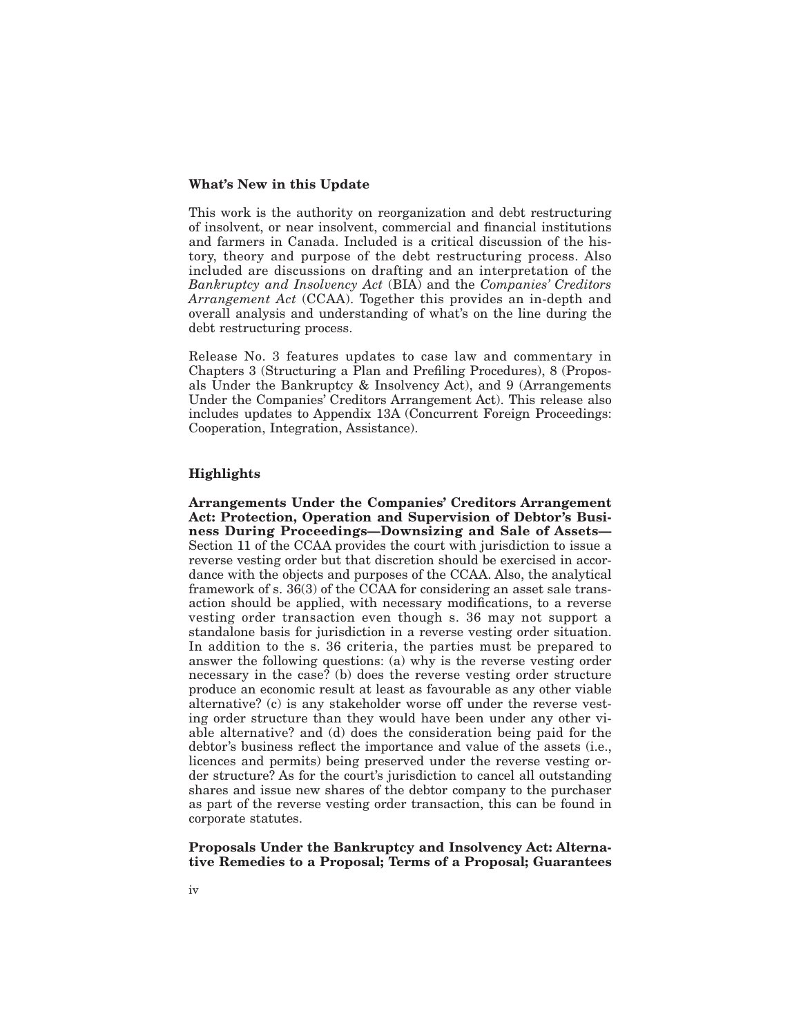## What's New in this Update

This work is the authority on reorganization and debt restructuring of insolvent, or near insolvent, commercial and financial institutions and farmers in Canada. Included is a critical discussion of the history, theory and purpose of the debt restructuring process. Also included are discussions on drafting and an interpretation of the *Bankruptcy and Insolvency Act* (BIA) and the *Companies' Creditors Arrangement Act* (CCAA). Together this provides an in-depth and overall analysis and understanding of what's on the line during the debt restructuring process.

Release No. 3 features updates to case law and commentary in Chapters 3 (Structuring a Plan and Prefiling Procedures), 8 (Proposals Under the Bankruptcy & Insolvency Act), and 9 (Arrangements Under the Companies' Creditors Arrangement Act). This release also includes updates to Appendix 13A (Concurrent Foreign Proceedings: Cooperation, Integration, Assistance).

## Highlights

**Arrangements Under the Companies' Creditors Arrangement Act: Protection, Operation and Supervision of Debtor's Business During Proceedings—Downsizing and Sale of Assets—** Section 11 of the CCAA provides the court with jurisdiction to issue a reverse vesting order but that discretion should be exercised in accordance with the objects and purposes of the CCAA. Also, the analytical framework of s. 36(3) of the CCAA for considering an asset sale transaction should be applied, with necessary modifications, to a reverse vesting order transaction even though s. 36 may not support a standalone basis for jurisdiction in a reverse vesting order situation. In addition to the s. 36 criteria, the parties must be prepared to answer the following questions: (a) why is the reverse vesting order necessary in the case? (b) does the reverse vesting order structure produce an economic result at least as favourable as any other viable alternative? (c) is any stakeholder worse off under the reverse vesting order structure than they would have been under any other viable alternative? and (d) does the consideration being paid for the debtor's business reflect the importance and value of the assets (i.e., licences and permits) being preserved under the reverse vesting order structure? As for the court's jurisdiction to cancel all outstanding shares and issue new shares of the debtor company to the purchaser as part of the reverse vesting order transaction, this can be found in corporate statutes.

**Proposals Under the Bankruptcy and Insolvency Act: Alternative Remedies to a Proposal; Terms of a Proposal; Guarantees**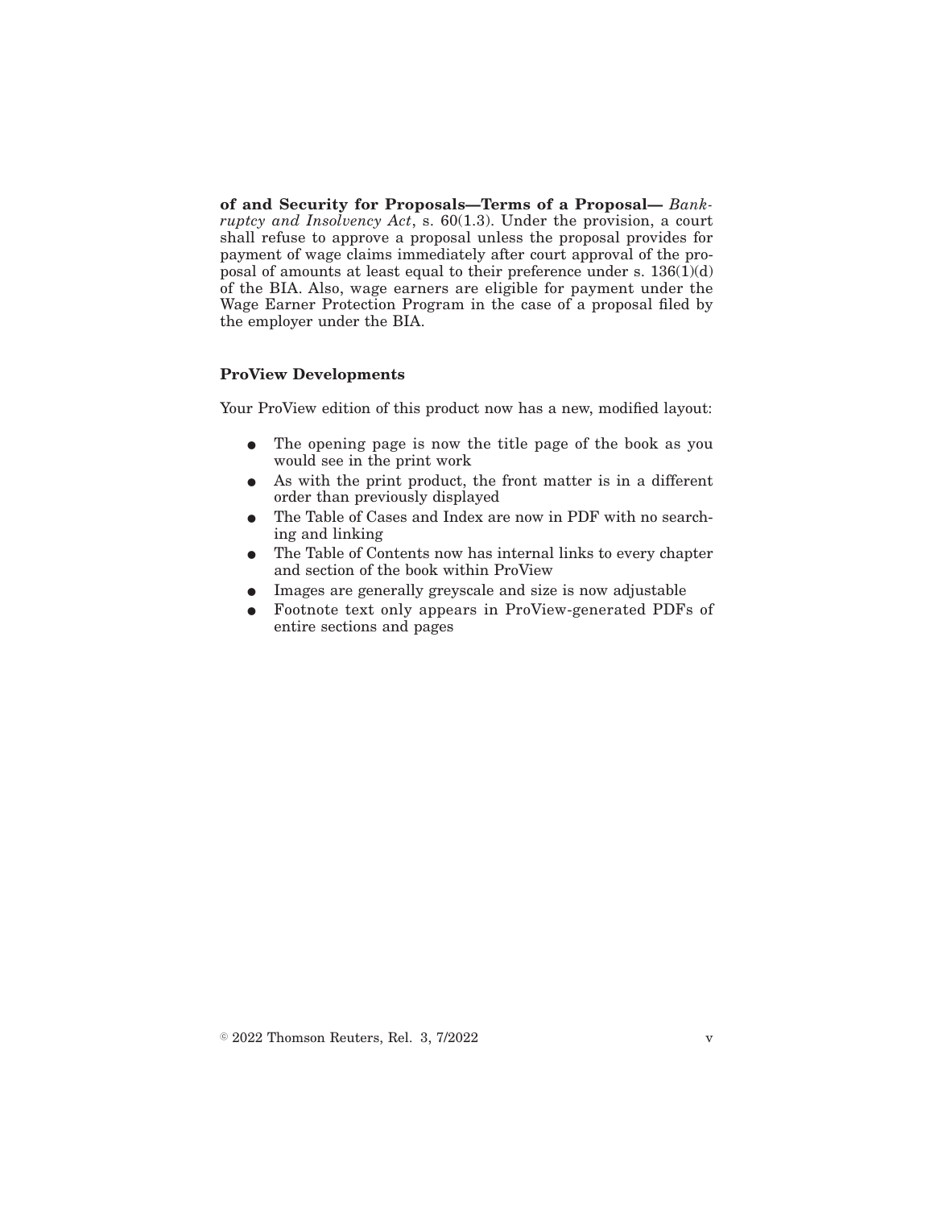**of and Security for Proposals—Terms of a Proposal—** *Bankruptcy and Insolvency Act*, s. 60(1.3). Under the provision, a court shall refuse to approve a proposal unless the proposal provides for payment of wage claims immediately after court approval of the proposal of amounts at least equal to their preference under s. 136(1)(d) of the BIA. Also, wage earners are eligible for payment under the Wage Earner Protection Program in the case of a proposal filed by the employer under the BIA.

**ProView Developments**

Your ProView edition of this product now has a new, modified layout:

- The opening page is now the title page of the book as you would see in the print work
- As with the print product, the front matter is in a different order than previously displayed
- The Table of Cases and Index are now in PDF with no searching and linking
- The Table of Contents now has internal links to every chapter and section of the book within ProView
- Images are generally greyscale and size is now adjustable
- Footnote text only appears in ProView-generated PDFs of entire sections and pages